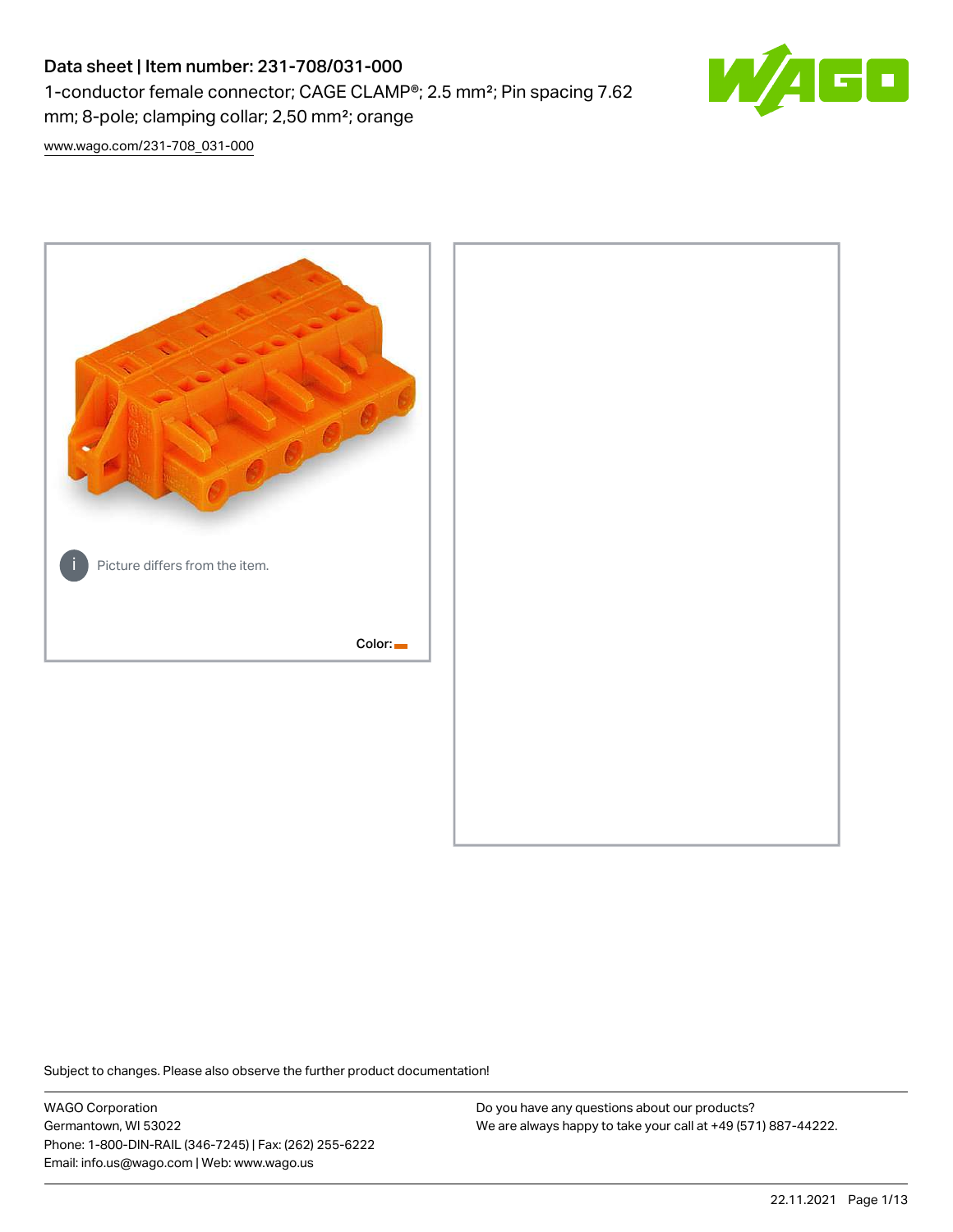# Data sheet | Item number: 231-708/031-000

1-conductor female connector; CAGE CLAMP®; 2.5 mm²; Pin spacing 7.62 mm; 8-pole; clamping collar; 2,50 mm²; orange

www.wago.com/231-708_031-000

Picture differs from the item.

Color:

Subject to changes. Please also observe the further product documentation!

WAGO Corporation
Germantown, WI 53022
Phone: 1-800-DIN-RAIL (346-7245) | Fax: (262) 255-6222
Email: info.us@wago.com | Web: www.wago.us

Do you have any questions about our products?
We are always happy to take your call at +49 (571) 887-44222.

22.11.2021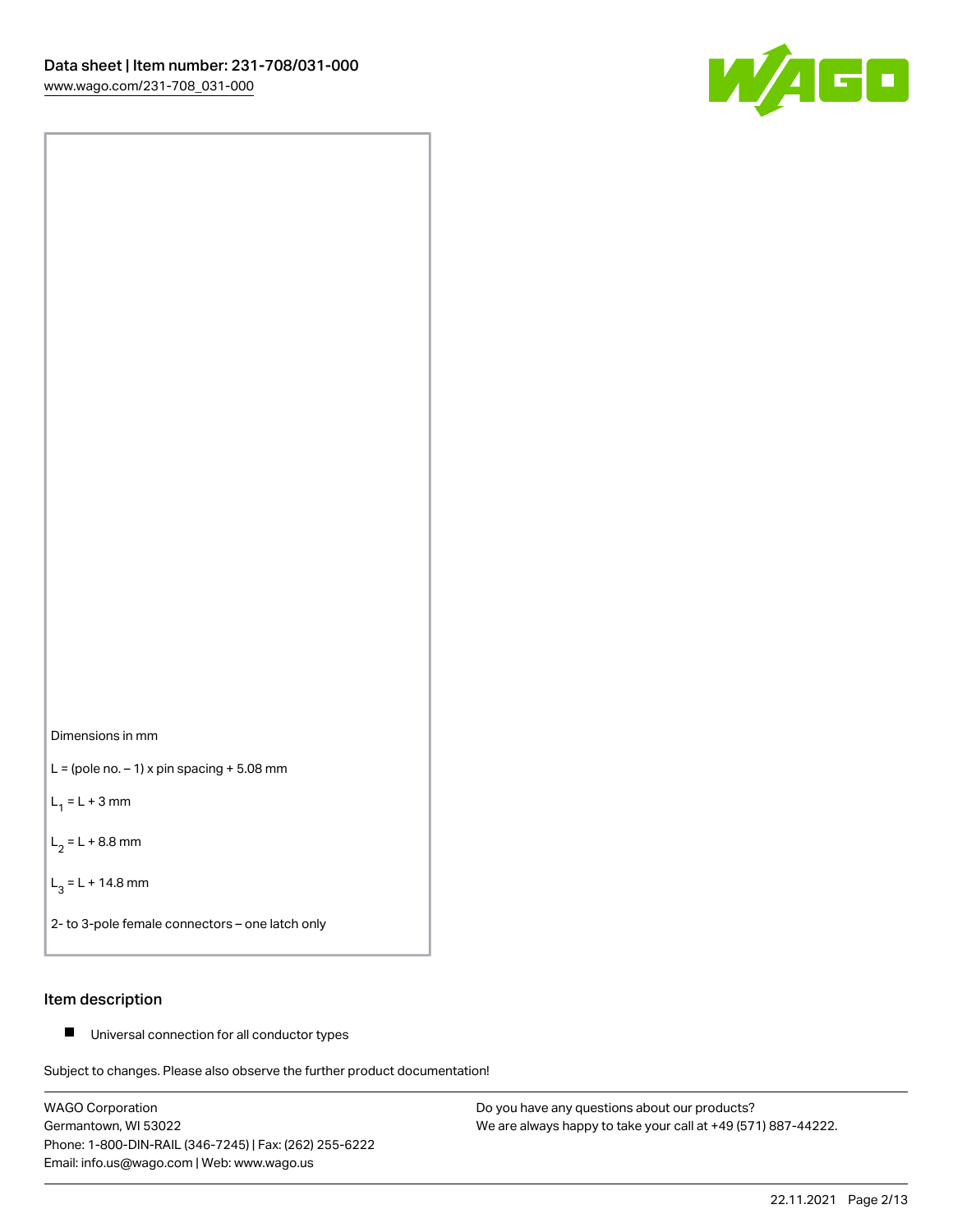Dimensions in mm

L = (pole no. – 1) x pin spacing + 5.08 mm

$L_1$ = L + 3 mm

$L_2$ = L + 8.8 mm

$L_3$ = L + 14.8 mm

2- to 3-pole female connectors – one latch only

## Item description

- Universal connection for all conductor types

Subject to changes. Please also observe the further product documentation!

WAGO Corporation
Germantown, WI 53022
Phone: 1-800-DIN-RAIL (346-7245) | Fax: (262) 255-6222
Email: info.us@wago.com | Web: www.wago.us

Do you have any questions about our products?
We are always happy to take your call at +49 (571) 887-44222.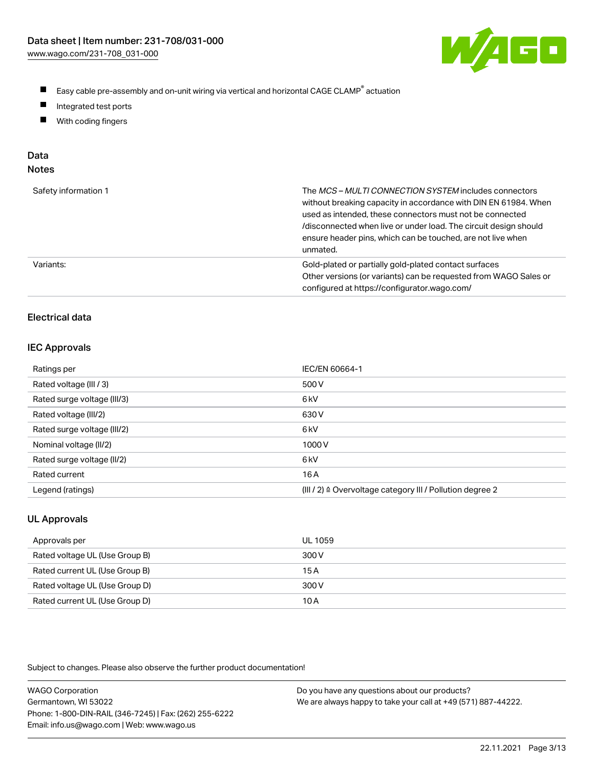- Easy cable pre-assembly and on-unit wiring via vertical and horizontal CAGE CLAMP® actuation
- Integrated test ports
- With coding fingers

## Data

### Notes

| | |
|---|---|
| Safety information 1 | The *MCS – MULTI CONNECTION SYSTEM* includes connectors without breaking capacity in accordance with DIN EN 61984. When used as intended, these connectors must not be connected /disconnected when live or under load. The circuit design should ensure header pins, which can be touched, are not live when unmated. |
| Variants: | Gold-plated or partially gold-plated contact surfaces<br>Other versions (or variants) can be requested from WAGO Sales or configured at https://configurator.wago.com/ |

### Electrical data

#### IEC Approvals

| | |
|---|---|
| Ratings per | IEC/EN 60664-1 |
| Rated voltage (III / 3) | 500 V |
| Rated surge voltage (III/3) | 6 kV |
| Rated voltage (III/2) | 630 V |
| Rated surge voltage (III/2) | 6 kV |
| Nominal voltage (II/2) | 1000 V |
| Rated surge voltage (II/2) | 6 kV |
| Rated current | 16 A |
| Legend (ratings) | (III / 2) ≙ Overvoltage category III / Pollution degree 2 |

#### UL Approvals

| | |
|---|---|
| Approvals per | UL 1059 |
| Rated voltage UL (Use Group B) | 300 V |
| Rated current UL (Use Group B) | 15 A |
| Rated voltage UL (Use Group D) | 300 V |
| Rated current UL (Use Group D) | 10 A |

Subject to changes. Please also observe the further product documentation!

WAGO Corporation
Germantown, WI 53022
Phone: 1-800-DIN-RAIL (346-7245) | Fax: (262) 255-6222
Email: info.us@wago.com | Web: www.wago.us

Do you have any questions about our products?
We are always happy to take your call at +49 (571) 887-44222.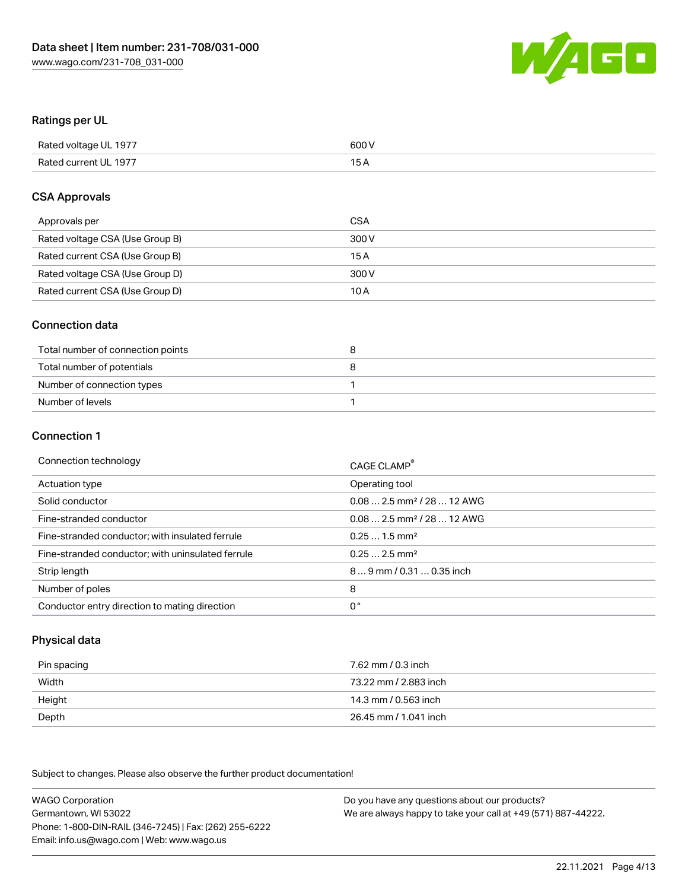## Ratings per UL

| | |
|---|---|
| Rated voltage UL 1977 | 600 V |
| Rated current UL 1977 | 15 A |

## CSA Approvals

| | |
|---|---|
| Approvals per | CSA |
| Rated voltage CSA (Use Group B) | 300 V |
| Rated current CSA (Use Group B) | 15 A |
| Rated voltage CSA (Use Group D) | 300 V |
| Rated current CSA (Use Group D) | 10 A |

## Connection data

| | |
|---|---|
| Total number of connection points | 8 |
| Total number of potentials | 8 |
| Number of connection types | 1 |
| Number of levels | 1 |

## Connection 1

| | |
|---|---|
| Connection technology | CAGE CLAMP® |
| Actuation type | Operating tool |
| Solid conductor | 0.08 … 2.5 mm² / 28 … 12 AWG |
| Fine-stranded conductor | 0.08 … 2.5 mm² / 28 … 12 AWG |
| Fine-stranded conductor; with insulated ferrule | 0.25 … 1.5 mm² |
| Fine-stranded conductor; with uninsulated ferrule | 0.25 … 2.5 mm² |
| Strip length | 8 … 9 mm / 0.31 … 0.35 inch |
| Number of poles | 8 |
| Conductor entry direction to mating direction | 0 ° |

## Physical data

| | |
|---|---|
| Pin spacing | 7.62 mm / 0.3 inch |
| Width | 73.22 mm / 2.883 inch |
| Height | 14.3 mm / 0.563 inch |
| Depth | 26.45 mm / 1.041 inch |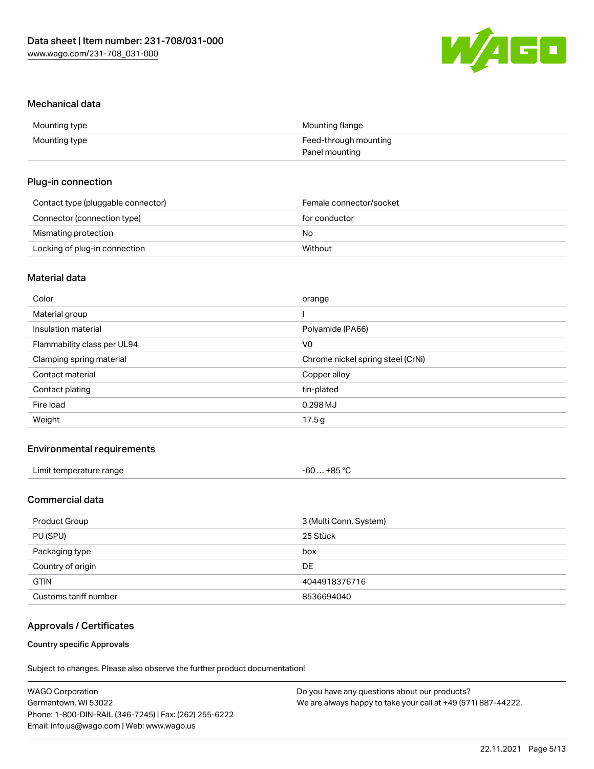## Mechanical data

| | |
|---|---|
| Mounting type | Mounting flange |
| Mounting type | Feed-through mounting<br>Panel mounting |

## Plug-in connection

| | |
|---|---|
| Contact type (pluggable connector) | Female connector/socket |
| Connector (connection type) | for conductor |
| Mismating protection | No |
| Locking of plug-in connection | Without |

## Material data

| | |
|---|---|
| Color | orange |
| Material group | I |
| Insulation material | Polyamide (PA66) |
| Flammability class per UL94 | V0 |
| Clamping spring material | Chrome nickel spring steel (CrNi) |
| Contact material | Copper alloy |
| Contact plating | tin-plated |
| Fire load | 0.298 MJ |
| Weight | 17.5 g |

## Environmental requirements

| | |
|---|---|
| Limit temperature range | -60 … +85 °C |

## Commercial data

| | |
|---|---|
| Product Group | 3 (Multi Conn. System) |
| PU (SPU) | 25 Stück |
| Packaging type | box |
| Country of origin | DE |
| GTIN | 4044918376716 |
| Customs tariff number | 8536694040 |

## Approvals / Certificates

### Country specific Approvals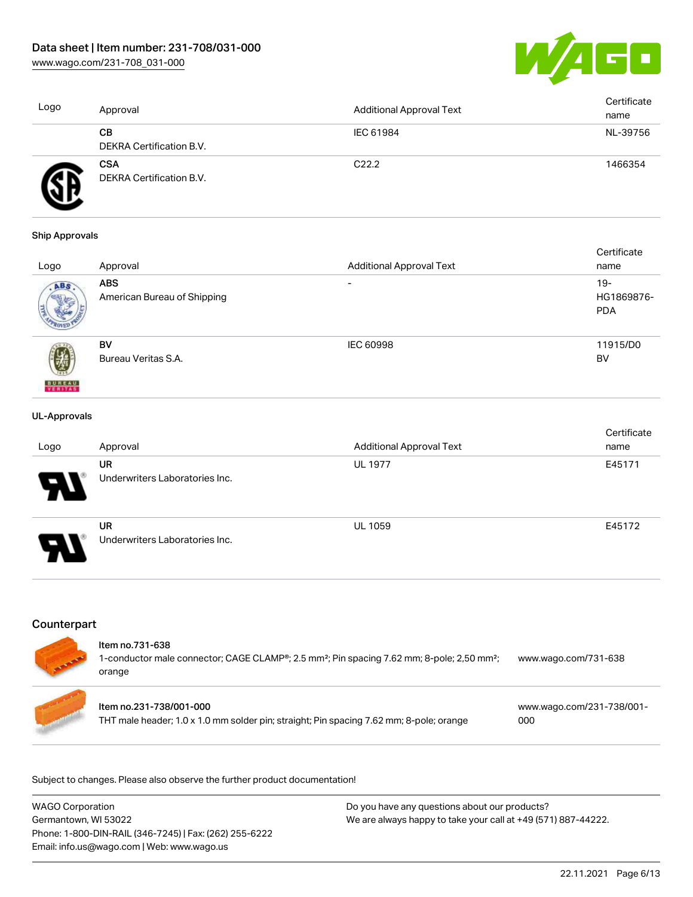| Logo | Approval | Additional Approval Text | Certificate name |
| --- | --- | --- | --- |
| | **CB**<br>DEKRA Certification B.V. | IEC 61984 | NL-39756 |
| | **CSA**<br>DEKRA Certification B.V. | C22.2 | 1466354 |

### Ship Approvals

| Logo | Approval | Additional Approval Text | Certificate name |
| --- | --- | --- | --- |
| | **ABS**<br>American Bureau of Shipping | - | 19-HG1869876-PDA |
| | **BV**<br>Bureau Veritas S.A. | IEC 60998 | 11915/D0 BV |

### UL-Approvals

| Logo | Approval | Additional Approval Text | Certificate name |
| --- | --- | --- | --- |
| | **UR**<br>Underwriters Laboratories Inc. | UL 1977 | E45171 |
| | **UR**<br>Underwriters Laboratories Inc. | UL 1059 | E45172 |

## Counterpart

| Item | Link |
| --- | --- |
| Item no.731-638<br>1-conductor male connector; CAGE CLAMP®; 2.5 mm²; Pin spacing 7.62 mm; 8-pole; 2,50 mm²; orange | www.wago.com/731-638 |
| Item no.231-738/001-000<br>THT male header; 1.0 x 1.0 mm solder pin; straight; Pin spacing 7.62 mm; 8-pole; orange | www.wago.com/231-738/001-000 |

Subject to changes. Please also observe the further product documentation!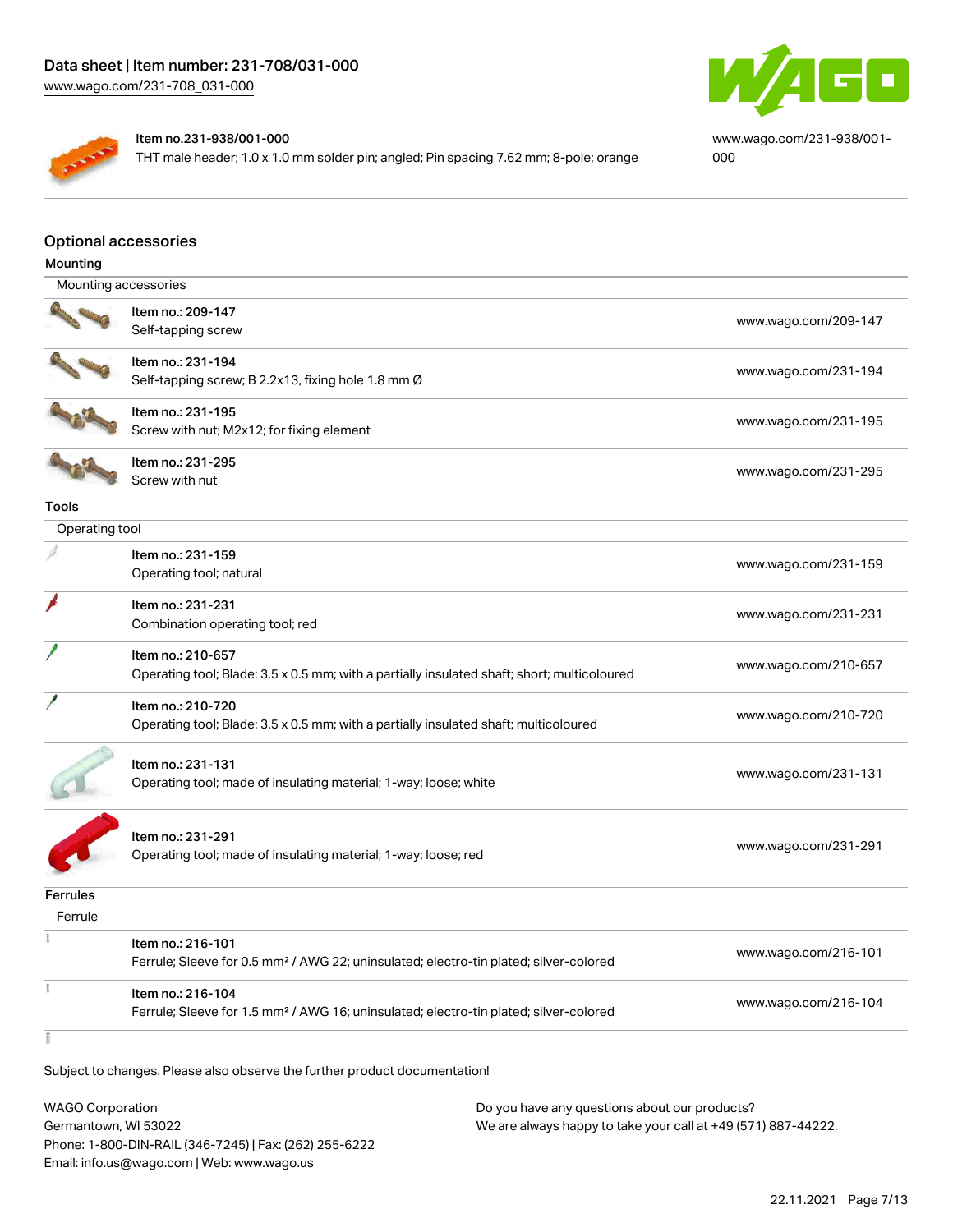Item no.231-938/001-000
THT male header; 1.0 x 1.0 mm solder pin; angled; Pin spacing 7.62 mm; 8-pole; orange

www.wago.com/231-938/001-000

## Optional accessories

### Mounting

Mounting accessories

| Item | Link |
| --- | --- |
| Item no.: 209-147<br>Self-tapping screw | www.wago.com/209-147 |
| Item no.: 231-194<br>Self-tapping screw; B 2.2x13, fixing hole 1.8 mm Ø | www.wago.com/231-194 |
| Item no.: 231-195<br>Screw with nut; M2x12; for fixing element | www.wago.com/231-195 |
| Item no.: 231-295<br>Screw with nut | www.wago.com/231-295 |

### Tools

Operating tool

| Item | Link |
| --- | --- |
| Item no.: 231-159<br>Operating tool; natural | www.wago.com/231-159 |
| Item no.: 231-231<br>Combination operating tool; red | www.wago.com/231-231 |
| Item no.: 210-657<br>Operating tool; Blade: 3.5 x 0.5 mm; with a partially insulated shaft; short; multicoloured | www.wago.com/210-657 |
| Item no.: 210-720<br>Operating tool; Blade: 3.5 x 0.5 mm; with a partially insulated shaft; multicoloured | www.wago.com/210-720 |
| Item no.: 231-131<br>Operating tool; made of insulating material; 1-way; loose; white | www.wago.com/231-131 |
| Item no.: 231-291<br>Operating tool; made of insulating material; 1-way; loose; red | www.wago.com/231-291 |

### Ferrules

Ferrule

| Item | Link |
| --- | --- |
| Item no.: 216-101<br>Ferrule; Sleeve for 0.5 mm² / AWG 22; uninsulated; electro-tin plated; silver-colored | www.wago.com/216-101 |
| Item no.: 216-104<br>Ferrule; Sleeve for 1.5 mm² / AWG 16; uninsulated; electro-tin plated; silver-colored | www.wago.com/216-104 |

Subject to changes. Please also observe the further product documentation!

WAGO Corporation
Germantown, WI 53022
Phone: 1-800-DIN-RAIL (346-7245) | Fax: (262) 255-6222
Email: info.us@wago.com | Web: www.wago.us

Do you have any questions about our products?
We are always happy to take your call at +49 (571) 887-44222.

22.11.2021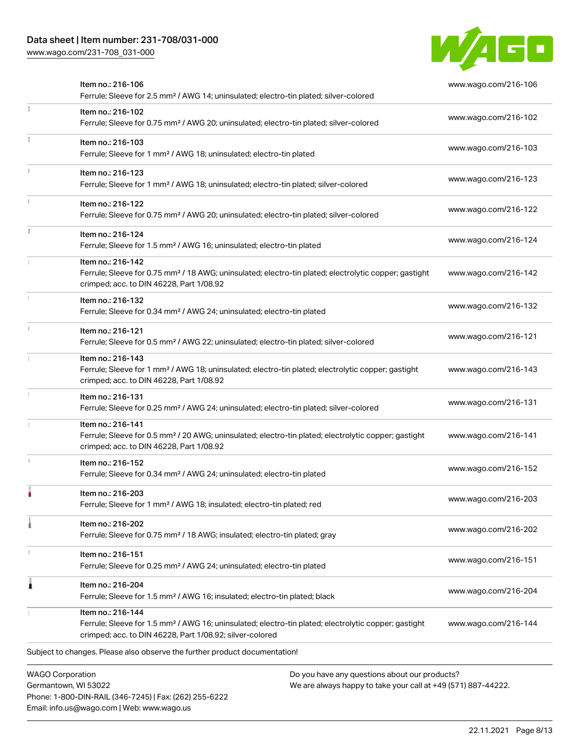| Item | Link |
| --- | --- |
| Item no.: 216-106<br>Ferrule; Sleeve for 2.5 mm² / AWG 14; uninsulated; electro-tin plated; silver-colored | www.wago.com/216-106 |
| Item no.: 216-102<br>Ferrule; Sleeve for 0.75 mm² / AWG 20; uninsulated; electro-tin plated; silver-colored | www.wago.com/216-102 |
| Item no.: 216-103<br>Ferrule; Sleeve for 1 mm² / AWG 18; uninsulated; electro-tin plated | www.wago.com/216-103 |
| Item no.: 216-123<br>Ferrule; Sleeve for 1 mm² / AWG 18; uninsulated; electro-tin plated; silver-colored | www.wago.com/216-123 |
| Item no.: 216-122<br>Ferrule; Sleeve for 0.75 mm² / AWG 20; uninsulated; electro-tin plated; silver-colored | www.wago.com/216-122 |
| Item no.: 216-124<br>Ferrule; Sleeve for 1.5 mm² / AWG 16; uninsulated; electro-tin plated | www.wago.com/216-124 |
| Item no.: 216-142<br>Ferrule; Sleeve for 0.75 mm² / 18 AWG; uninsulated; electro-tin plated; electrolytic copper; gastight crimped; acc. to DIN 46228, Part 1/08.92 | www.wago.com/216-142 |
| Item no.: 216-132<br>Ferrule; Sleeve for 0.34 mm² / AWG 24; uninsulated; electro-tin plated | www.wago.com/216-132 |
| Item no.: 216-121<br>Ferrule; Sleeve for 0.5 mm² / AWG 22; uninsulated; electro-tin plated; silver-colored | www.wago.com/216-121 |
| Item no.: 216-143<br>Ferrule; Sleeve for 1 mm² / AWG 18; uninsulated; electro-tin plated; electrolytic copper; gastight crimped; acc. to DIN 46228, Part 1/08.92 | www.wago.com/216-143 |
| Item no.: 216-131<br>Ferrule; Sleeve for 0.25 mm² / AWG 24; uninsulated; electro-tin plated; silver-colored | www.wago.com/216-131 |
| Item no.: 216-141<br>Ferrule; Sleeve for 0.5 mm² / 20 AWG; uninsulated; electro-tin plated; electrolytic copper; gastight crimped; acc. to DIN 46228, Part 1/08.92 | www.wago.com/216-141 |
| Item no.: 216-152<br>Ferrule; Sleeve for 0.34 mm² / AWG 24; uninsulated; electro-tin plated | www.wago.com/216-152 |
| Item no.: 216-203<br>Ferrule; Sleeve for 1 mm² / AWG 18; insulated; electro-tin plated; red | www.wago.com/216-203 |
| Item no.: 216-202<br>Ferrule; Sleeve for 0.75 mm² / 18 AWG; insulated; electro-tin plated; gray | www.wago.com/216-202 |
| Item no.: 216-151<br>Ferrule; Sleeve for 0.25 mm² / AWG 24; uninsulated; electro-tin plated | www.wago.com/216-151 |
| Item no.: 216-204<br>Ferrule; Sleeve for 1.5 mm² / AWG 16; insulated; electro-tin plated; black | www.wago.com/216-204 |
| Item no.: 216-144<br>Ferrule; Sleeve for 1.5 mm² / AWG 16; uninsulated; electro-tin plated; electrolytic copper; gastight crimped; acc. to DIN 46228, Part 1/08.92; silver-colored | www.wago.com/216-144 |

Subject to changes. Please also observe the further product documentation!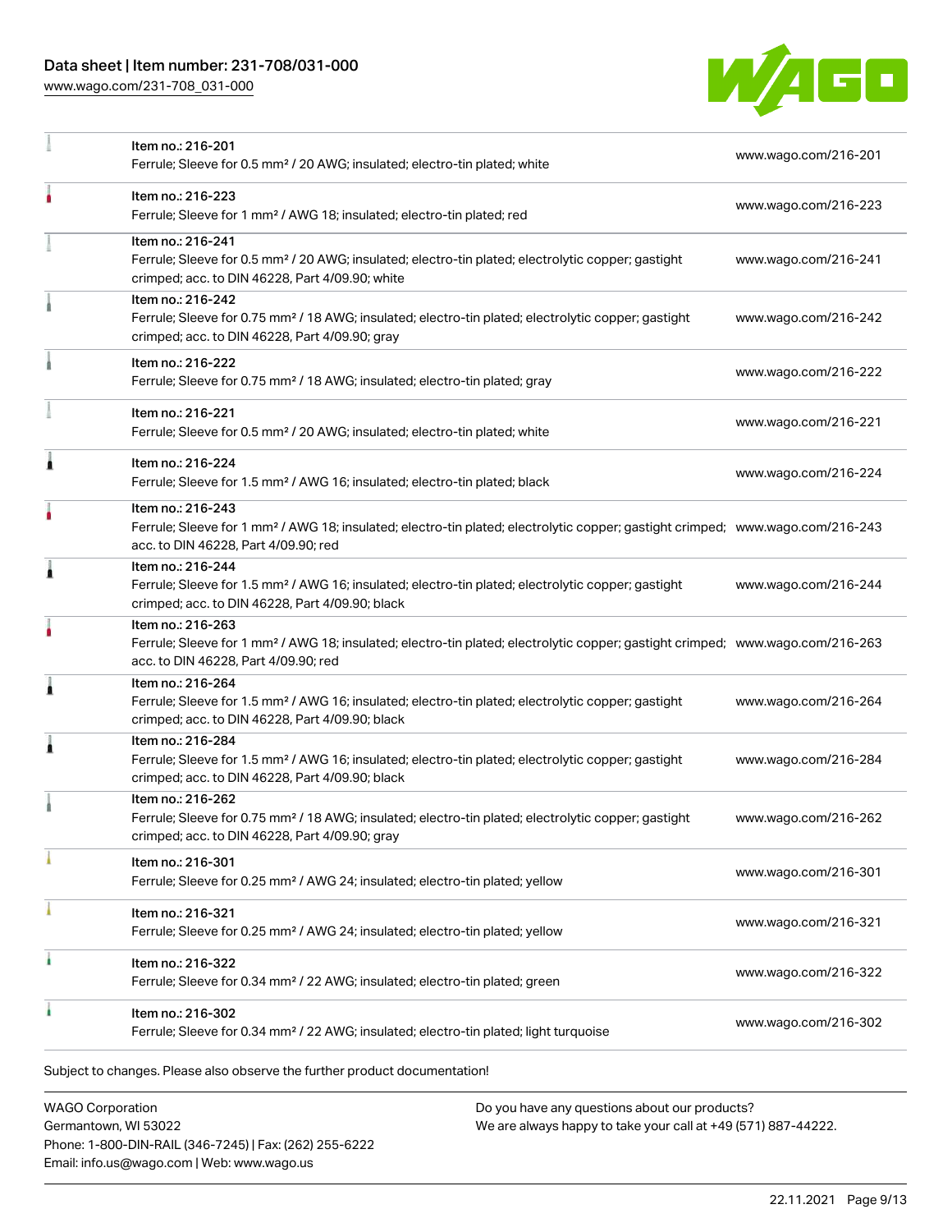| | | |
|---|---|---|
| | Item no.: 216-201<br>Ferrule; Sleeve for 0.5 mm² / 20 AWG; insulated; electro-tin plated; white | www.wago.com/216-201 |
| | Item no.: 216-223<br>Ferrule; Sleeve for 1 mm² / AWG 18; insulated; electro-tin plated; red | www.wago.com/216-223 |
| | Item no.: 216-241<br>Ferrule; Sleeve for 0.5 mm² / 20 AWG; insulated; electro-tin plated; electrolytic copper; gastight crimped; acc. to DIN 46228, Part 4/09.90; white | www.wago.com/216-241 |
| | Item no.: 216-242<br>Ferrule; Sleeve for 0.75 mm² / 18 AWG; insulated; electro-tin plated; electrolytic copper; gastight crimped; acc. to DIN 46228, Part 4/09.90; gray | www.wago.com/216-242 |
| | Item no.: 216-222<br>Ferrule; Sleeve for 0.75 mm² / 18 AWG; insulated; electro-tin plated; gray | www.wago.com/216-222 |
| | Item no.: 216-221<br>Ferrule; Sleeve for 0.5 mm² / 20 AWG; insulated; electro-tin plated; white | www.wago.com/216-221 |
| | Item no.: 216-224<br>Ferrule; Sleeve for 1.5 mm² / AWG 16; insulated; electro-tin plated; black | www.wago.com/216-224 |
| | Item no.: 216-243<br>Ferrule; Sleeve for 1 mm² / AWG 18; insulated; electro-tin plated; electrolytic copper; gastight crimped; acc. to DIN 46228, Part 4/09.90; red | www.wago.com/216-243 |
| | Item no.: 216-244<br>Ferrule; Sleeve for 1.5 mm² / AWG 16; insulated; electro-tin plated; electrolytic copper; gastight crimped; acc. to DIN 46228, Part 4/09.90; black | www.wago.com/216-244 |
| | Item no.: 216-263<br>Ferrule; Sleeve for 1 mm² / AWG 18; insulated; electro-tin plated; electrolytic copper; gastight crimped; acc. to DIN 46228, Part 4/09.90; red | www.wago.com/216-263 |
| | Item no.: 216-264<br>Ferrule; Sleeve for 1.5 mm² / AWG 16; insulated; electro-tin plated; electrolytic copper; gastight crimped; acc. to DIN 46228, Part 4/09.90; black | www.wago.com/216-264 |
| | Item no.: 216-284<br>Ferrule; Sleeve for 1.5 mm² / AWG 16; insulated; electro-tin plated; electrolytic copper; gastight crimped; acc. to DIN 46228, Part 4/09.90; black | www.wago.com/216-284 |
| | Item no.: 216-262<br>Ferrule; Sleeve for 0.75 mm² / 18 AWG; insulated; electro-tin plated; electrolytic copper; gastight crimped; acc. to DIN 46228, Part 4/09.90; gray | www.wago.com/216-262 |
| | Item no.: 216-301<br>Ferrule; Sleeve for 0.25 mm² / AWG 24; insulated; electro-tin plated; yellow | www.wago.com/216-301 |
| | Item no.: 216-321<br>Ferrule; Sleeve for 0.25 mm² / AWG 24; insulated; electro-tin plated; yellow | www.wago.com/216-321 |
| | Item no.: 216-322<br>Ferrule; Sleeve for 0.34 mm² / 22 AWG; insulated; electro-tin plated; green | www.wago.com/216-322 |
| | Item no.: 216-302<br>Ferrule; Sleeve for 0.34 mm² / 22 AWG; insulated; electro-tin plated; light turquoise | www.wago.com/216-302 |

Subject to changes. Please also observe the further product documentation!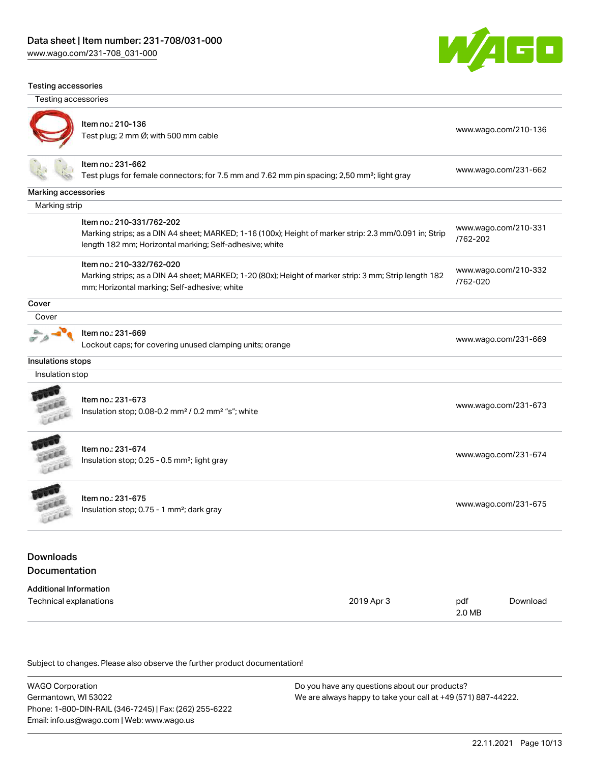### Testing accessories

#### Testing accessories

| | |
|---|---|
| Item no.: 210-136<br>Test plug; 2 mm Ø; with 500 mm cable | www.wago.com/210-136 |
| Item no.: 231-662<br>Test plugs for female connectors; for 7.5 mm and 7.62 mm pin spacing; 2,50 mm²; light gray | www.wago.com/231-662 |

### Marking accessories

#### Marking strip

| | |
|---|---|
| Item no.: 210-331/762-202<br>Marking strips; as a DIN A4 sheet; MARKED; 1-16 (100x); Height of marker strip: 2.3 mm/0.091 in; Strip length 182 mm; Horizontal marking; Self-adhesive; white | www.wago.com/210-331/762-202 |
| Item no.: 210-332/762-020<br>Marking strips; as a DIN A4 sheet; MARKED; 1-20 (80x); Height of marker strip: 3 mm; Strip length 182 mm; Horizontal marking; Self-adhesive; white | www.wago.com/210-332/762-020 |

### Cover

#### Cover

| | |
|---|---|
| Item no.: 231-669<br>Lockout caps; for covering unused clamping units; orange | www.wago.com/231-669 |

### Insulations stops

#### Insulation stop

| | |
|---|---|
| Item no.: 231-673<br>Insulation stop; 0.08-0.2 mm² / 0.2 mm² "s"; white | www.wago.com/231-673 |
| Item no.: 231-674<br>Insulation stop; 0.25 - 0.5 mm²; light gray | www.wago.com/231-674 |
| Item no.: 231-675<br>Insulation stop; 0.75 - 1 mm²; dark gray | www.wago.com/231-675 |

## Downloads

## Documentation

### Additional Information

| | | | |
|---|---|---|---|
| Technical explanations | 2019 Apr 3 | pdf<br>2.0 MB | Download |

Subject to changes. Please also observe the further product documentation!

WAGO Corporation
Germantown, WI 53022
Phone: 1-800-DIN-RAIL (346-7245) | Fax: (262) 255-6222
Email: info.us@wago.com | Web: www.wago.us

Do you have any questions about our products?
We are always happy to take your call at +49 (571) 887-44222.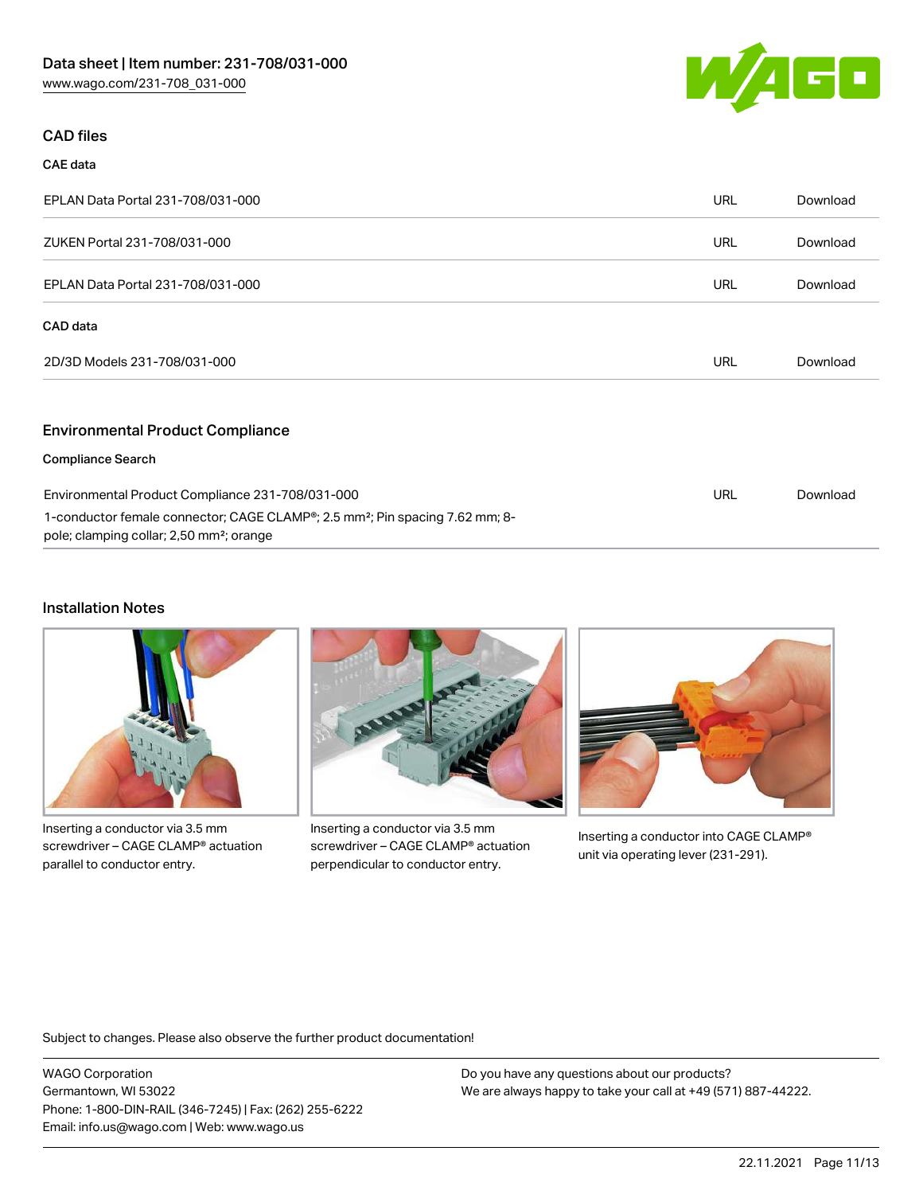## CAD files

### CAE data

| | | |
|---|---|---|
| EPLAN Data Portal 231-708/031-000 | URL | Download |
| ZUKEN Portal 231-708/031-000 | URL | Download |
| EPLAN Data Portal 231-708/031-000 | URL | Download |

### CAD data

| | | |
|---|---|---|
| 2D/3D Models 231-708/031-000 | URL | Download |

## Environmental Product Compliance

### Compliance Search

| | | |
|---|---|---|
| Environmental Product Compliance 231-708/031-000<br>1-conductor female connector; CAGE CLAMP®; 2.5 mm²; Pin spacing 7.62 mm; 8-pole; clamping collar; 2,50 mm²; orange | URL | Download |

## Installation Notes

Inserting a conductor via 3.5 mm screwdriver – CAGE CLAMP® actuation parallel to conductor entry.

Inserting a conductor via 3.5 mm screwdriver – CAGE CLAMP® actuation perpendicular to conductor entry.

Inserting a conductor into CAGE CLAMP® unit via operating lever (231-291).

Subject to changes. Please also observe the further product documentation!

WAGO Corporation
Germantown, WI 53022
Phone: 1-800-DIN-RAIL (346-7245) | Fax: (262) 255-6222
Email: info.us@wago.com | Web: www.wago.us

Do you have any questions about our products?
We are always happy to take your call at +49 (571) 887-44222.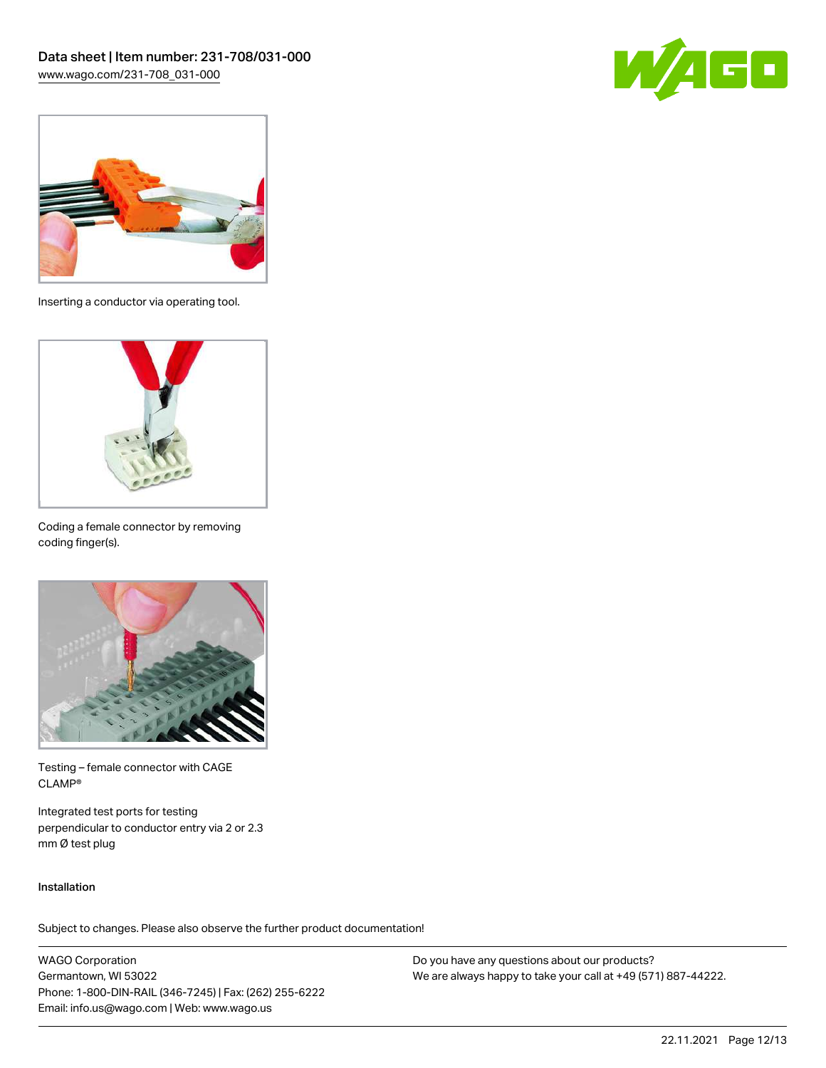Inserting a conductor via operating tool.

Coding a female connector by removing coding finger(s).

Testing – female connector with CAGE CLAMP®

Integrated test ports for testing perpendicular to conductor entry via 2 or 2.3 mm Ø test plug

Installation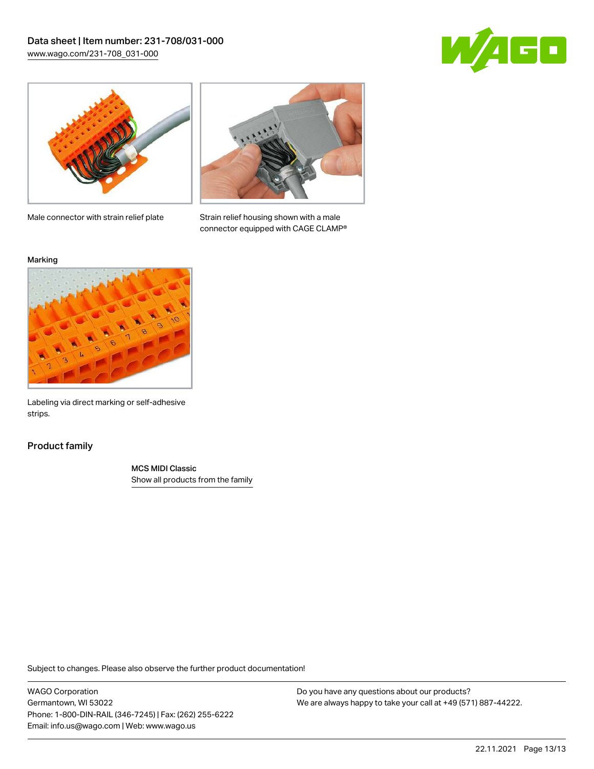Male connector with strain relief plate

Strain relief housing shown with a male connector equipped with CAGE CLAMP®

Marking

Labeling via direct marking or self-adhesive strips.

## Product family

MCS MIDI Classic
Show all products from the family

Subject to changes. Please also observe the further product documentation!

WAGO Corporation
Germantown, WI 53022
Phone: 1-800-DIN-RAIL (346-7245) | Fax: (262) 255-6222
Email: info.us@wago.com | Web: www.wago.us

Do you have any questions about our products?
We are always happy to take your call at +49 (571) 887-44222.